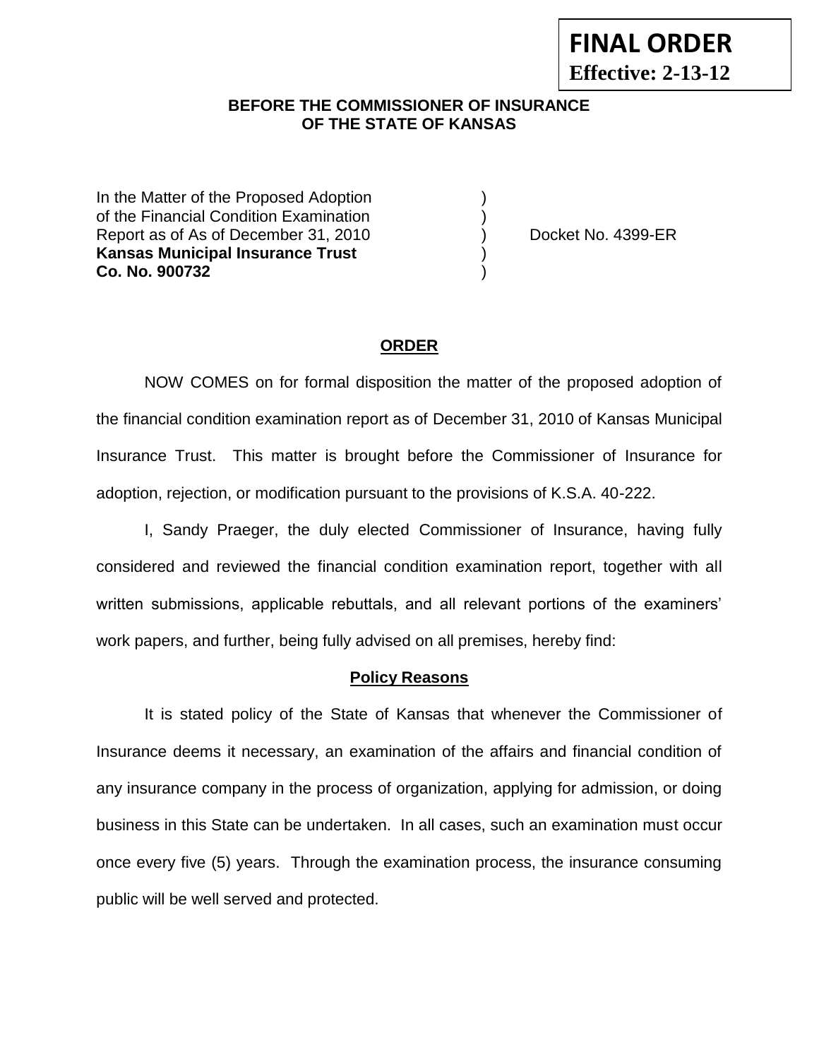**FINAL ORDER**
**Effective: 2-13-12**

**BEFORE THE COMMISSIONER OF INSURANCE**
**OF THE STATE OF KANSAS**

| | | |
|---|---|---|
| In the Matter of the Proposed Adoption | ) | |
| of the Financial Condition Examination | ) | |
| Report as of As of December 31, 2010 | ) | Docket No. 4399-ER |
| **Kansas Municipal Insurance Trust** | ) | |
| **Co. No. 900732** | ) | |

## ORDER

NOW COMES on for formal disposition the matter of the proposed adoption of the financial condition examination report as of December 31, 2010 of Kansas Municipal Insurance Trust. This matter is brought before the Commissioner of Insurance for adoption, rejection, or modification pursuant to the provisions of K.S.A. 40-222.

I, Sandy Praeger, the duly elected Commissioner of Insurance, having fully considered and reviewed the financial condition examination report, together with all written submissions, applicable rebuttals, and all relevant portions of the examiners' work papers, and further, being fully advised on all premises, hereby find:

### Policy Reasons

It is stated policy of the State of Kansas that whenever the Commissioner of Insurance deems it necessary, an examination of the affairs and financial condition of any insurance company in the process of organization, applying for admission, or doing business in this State can be undertaken. In all cases, such an examination must occur once every five (5) years. Through the examination process, the insurance consuming public will be well served and protected.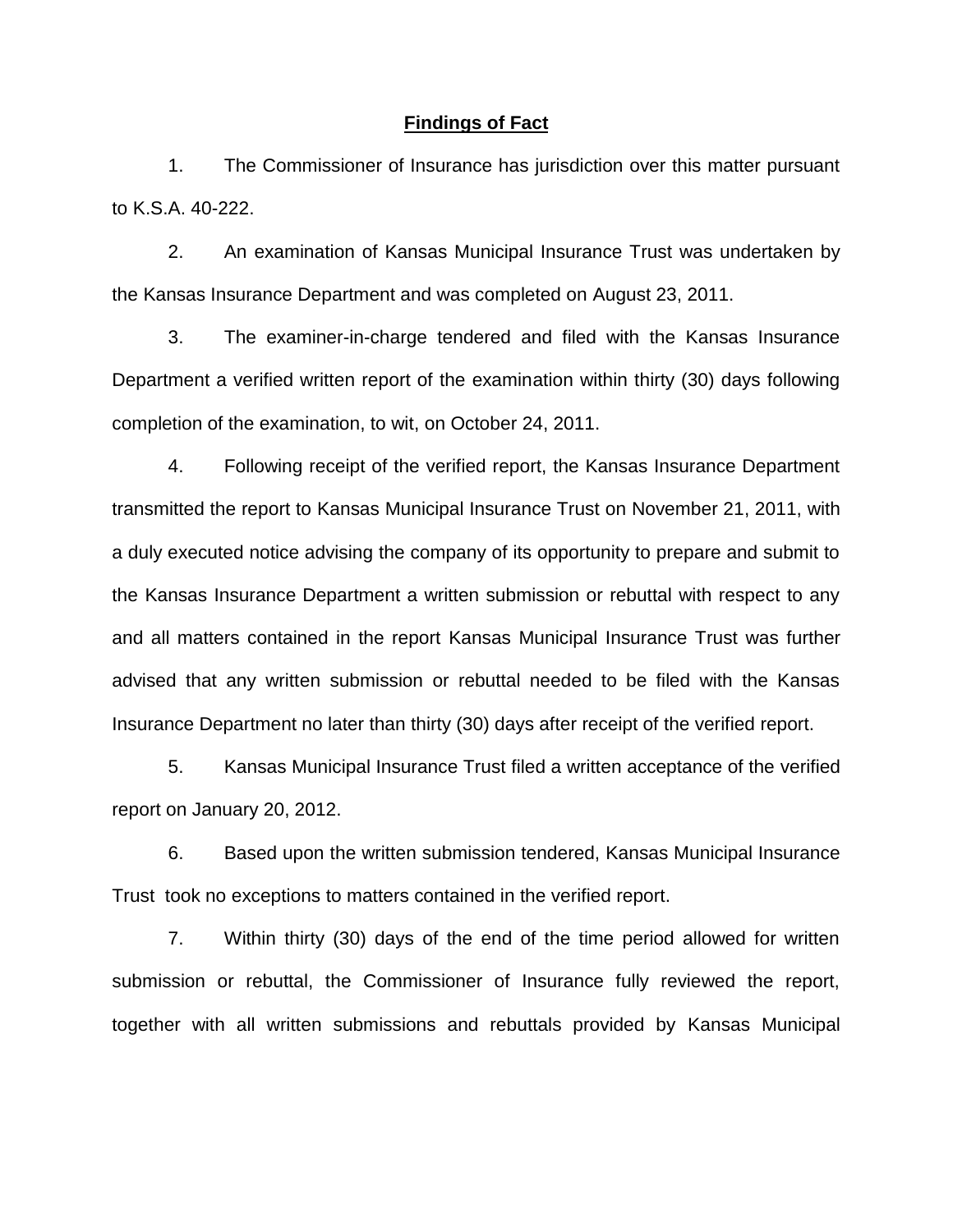**Findings of Fact**

1. The Commissioner of Insurance has jurisdiction over this matter pursuant to K.S.A. 40-222.

2. An examination of Kansas Municipal Insurance Trust was undertaken by the Kansas Insurance Department and was completed on August 23, 2011.

3. The examiner-in-charge tendered and filed with the Kansas Insurance Department a verified written report of the examination within thirty (30) days following completion of the examination, to wit, on October 24, 2011.

4. Following receipt of the verified report, the Kansas Insurance Department transmitted the report to Kansas Municipal Insurance Trust on November 21, 2011, with a duly executed notice advising the company of its opportunity to prepare and submit to the Kansas Insurance Department a written submission or rebuttal with respect to any and all matters contained in the report Kansas Municipal Insurance Trust was further advised that any written submission or rebuttal needed to be filed with the Kansas Insurance Department no later than thirty (30) days after receipt of the verified report.

5. Kansas Municipal Insurance Trust filed a written acceptance of the verified report on January 20, 2012.

6. Based upon the written submission tendered, Kansas Municipal Insurance Trust took no exceptions to matters contained in the verified report.

7. Within thirty (30) days of the end of the time period allowed for written submission or rebuttal, the Commissioner of Insurance fully reviewed the report, together with all written submissions and rebuttals provided by Kansas Municipal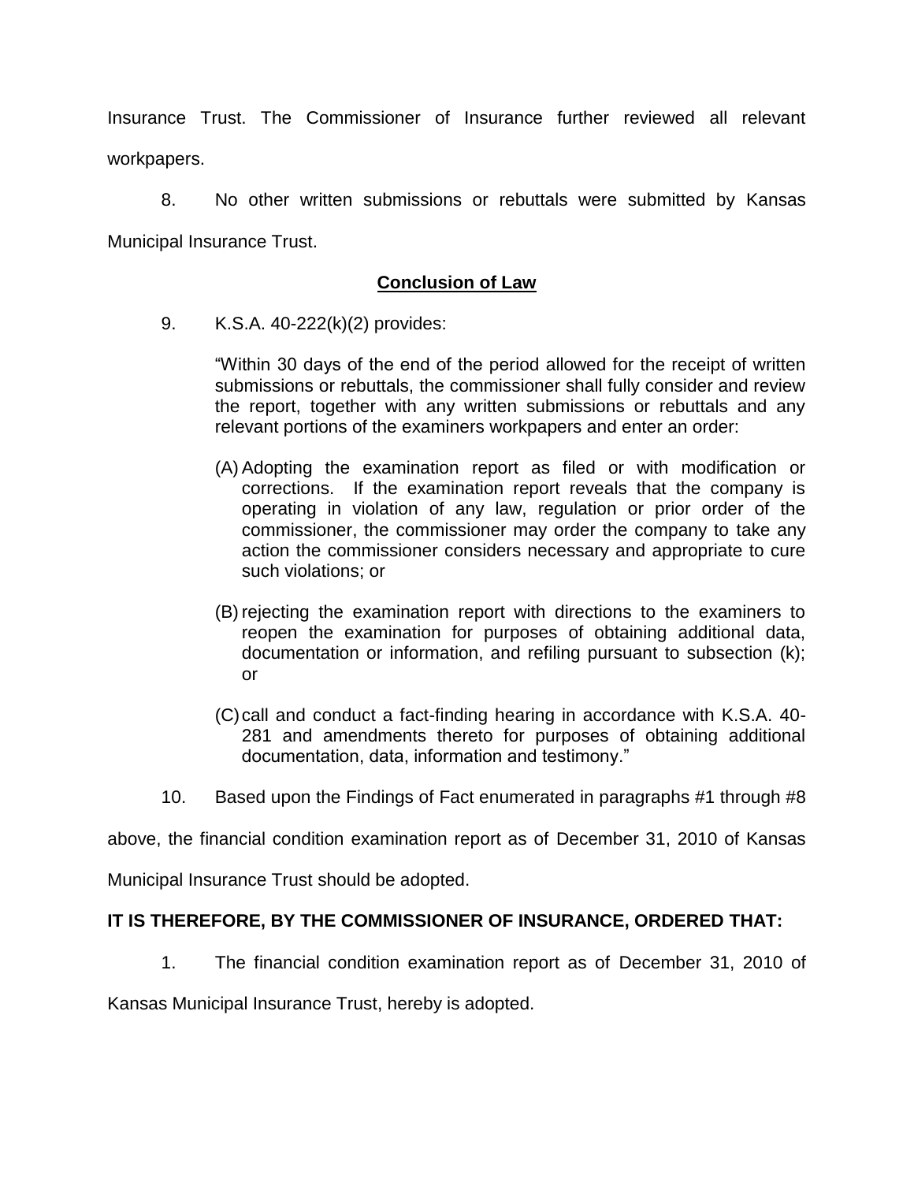Insurance Trust. The Commissioner of Insurance further reviewed all relevant workpapers.

8. No other written submissions or rebuttals were submitted by Kansas Municipal Insurance Trust.

## Conclusion of Law

9. K.S.A. 40-222(k)(2) provides:

> "Within 30 days of the end of the period allowed for the receipt of written submissions or rebuttals, the commissioner shall fully consider and review the report, together with any written submissions or rebuttals and any relevant portions of the examiners workpapers and enter an order:
>
> (A) Adopting the examination report as filed or with modification or corrections. If the examination report reveals that the company is operating in violation of any law, regulation or prior order of the commissioner, the commissioner may order the company to take any action the commissioner considers necessary and appropriate to cure such violations; or
>
> (B) rejecting the examination report with directions to the examiners to reopen the examination for purposes of obtaining additional data, documentation or information, and refiling pursuant to subsection (k); or
>
> (C) call and conduct a fact-finding hearing in accordance with K.S.A. 40-281 and amendments thereto for purposes of obtaining additional documentation, data, information and testimony."

10. Based upon the Findings of Fact enumerated in paragraphs #1 through #8 above, the financial condition examination report as of December 31, 2010 of Kansas Municipal Insurance Trust should be adopted.

**IT IS THEREFORE, BY THE COMMISSIONER OF INSURANCE, ORDERED THAT:**

1. The financial condition examination report as of December 31, 2010 of Kansas Municipal Insurance Trust, hereby is adopted.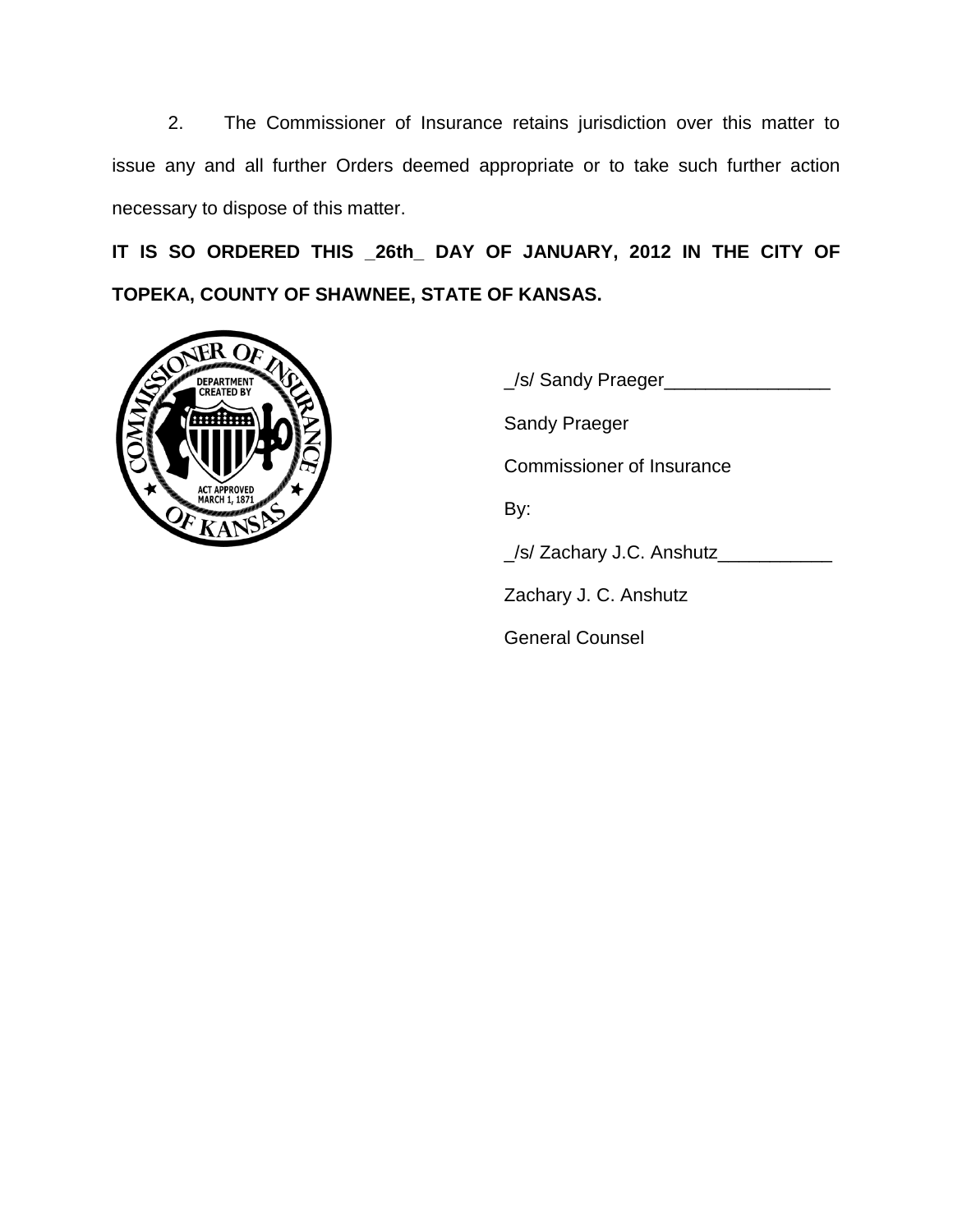2. The Commissioner of Insurance retains jurisdiction over this matter to issue any and all further Orders deemed appropriate or to take such further action necessary to dispose of this matter.

**IT IS SO ORDERED THIS _26th_ DAY OF JANUARY, 2012 IN THE CITY OF TOPEKA, COUNTY OF SHAWNEE, STATE OF KANSAS.**

_/s/ Sandy Praeger________________

Sandy Praeger

Commissioner of Insurance

By:

_/s/ Zachary J.C. Anshutz___________

Zachary J. C. Anshutz

General Counsel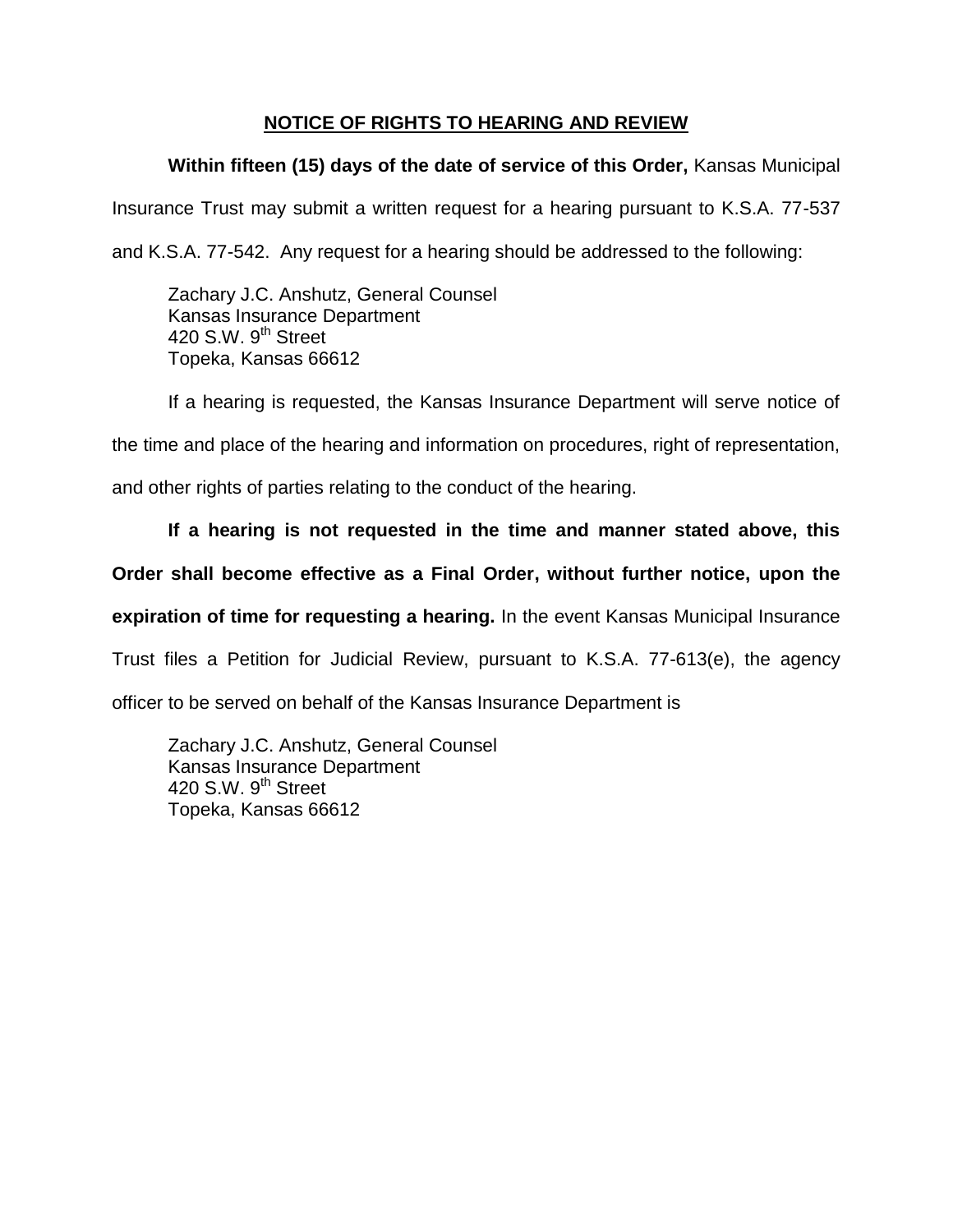## NOTICE OF RIGHTS TO HEARING AND REVIEW

**Within fifteen (15) days of the date of service of this Order,** Kansas Municipal Insurance Trust may submit a written request for a hearing pursuant to K.S.A. 77-537 and K.S.A. 77-542. Any request for a hearing should be addressed to the following:

Zachary J.C. Anshutz, General Counsel
Kansas Insurance Department
420 S.W. 9th Street
Topeka, Kansas 66612

If a hearing is requested, the Kansas Insurance Department will serve notice of the time and place of the hearing and information on procedures, right of representation, and other rights of parties relating to the conduct of the hearing.

**If a hearing is not requested in the time and manner stated above, this Order shall become effective as a Final Order, without further notice, upon the expiration of time for requesting a hearing.** In the event Kansas Municipal Insurance Trust files a Petition for Judicial Review, pursuant to K.S.A. 77-613(e), the agency officer to be served on behalf of the Kansas Insurance Department is

Zachary J.C. Anshutz, General Counsel
Kansas Insurance Department
420 S.W. 9th Street
Topeka, Kansas 66612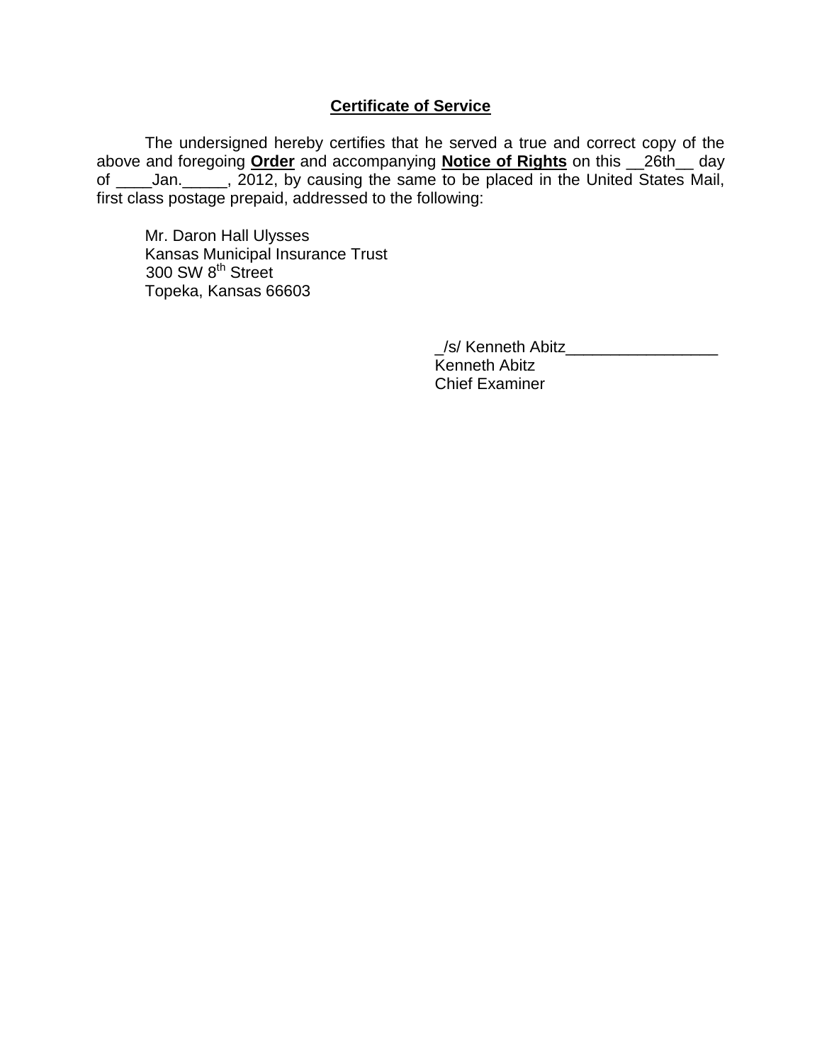## <u>Certificate of Service</u>

The undersigned hereby certifies that he served a true and correct copy of the above and foregoing **<u>Order</u>** and accompanying **<u>Notice of Rights</u>** on this __26th__ day of ____Jan._____, 2012, by causing the same to be placed in the United States Mail, first class postage prepaid, addressed to the following:

Mr. Daron Hall Ulysses
Kansas Municipal Insurance Trust
300 SW 8th Street
Topeka, Kansas 66603

_/s/ Kenneth Abitz_________________
Kenneth Abitz
Chief Examiner